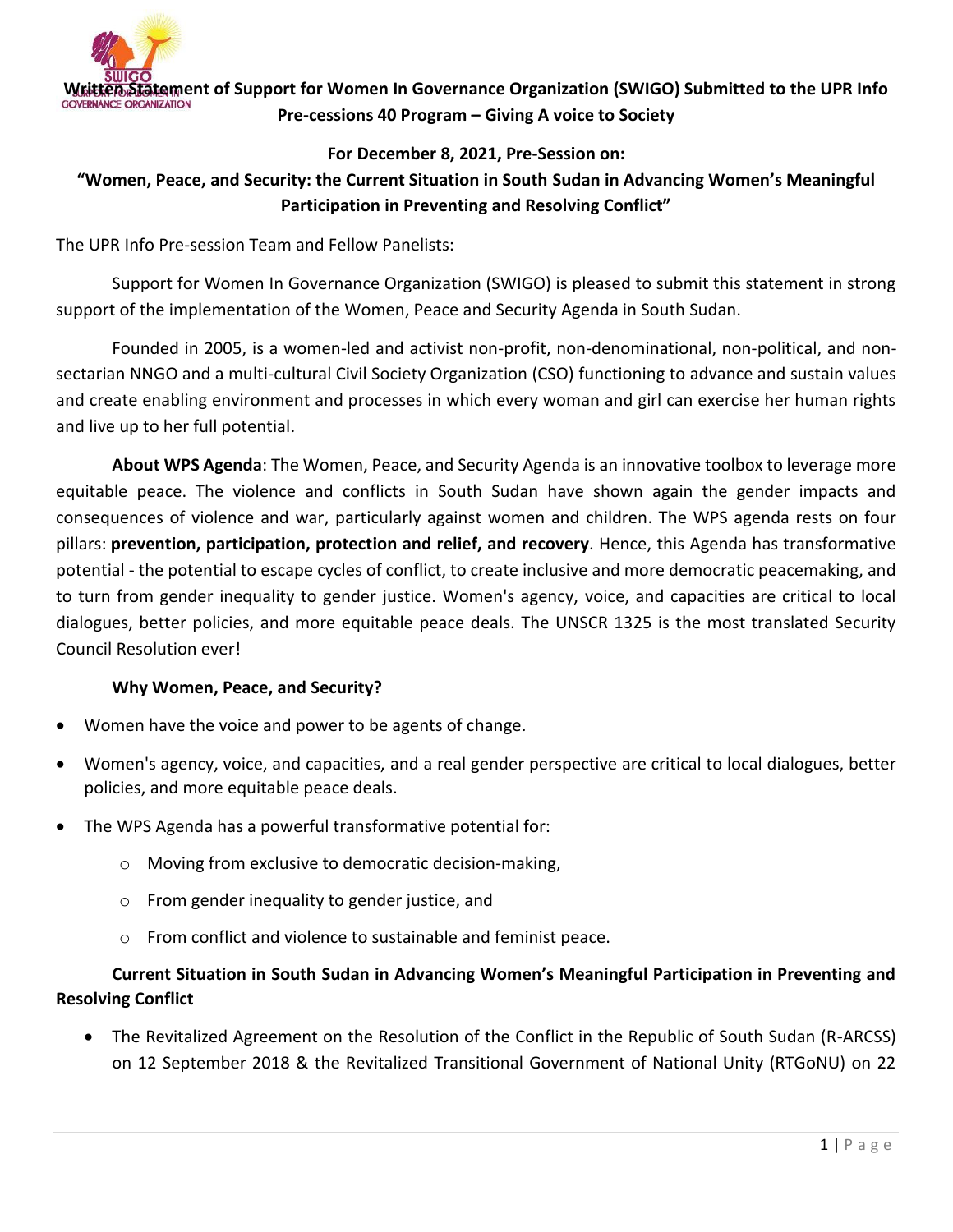**Written Statement of Support for Women In Governance Organization (SWIGO) Submitted to the UPR Info Pre-cessions 40 Program – Giving A voice to Society**

**For December 8, 2021, Pre-Session on:**

**"Women, Peace, and Security: the Current Situation in South Sudan in Advancing Women's Meaningful Participation in Preventing and Resolving Conflict"**

The UPR Info Pre-session Team and Fellow Panelists:

Support for Women In Governance Organization (SWIGO) is pleased to submit this statement in strong support of the implementation of the Women, Peace and Security Agenda in South Sudan.

Founded in 2005, is a women-led and activist non-profit, non-denominational, non-political, and non-sectarian NNGO and a multi-cultural Civil Society Organization (CSO) functioning to advance and sustain values and create enabling environment and processes in which every woman and girl can exercise her human rights and live up to her full potential.

**About WPS Agenda**: The Women, Peace, and Security Agenda is an innovative toolbox to leverage more equitable peace. The violence and conflicts in South Sudan have shown again the gender impacts and consequences of violence and war, particularly against women and children. The WPS agenda rests on four pillars: **prevention, participation, protection and relief, and recovery**. Hence, this Agenda has transformative potential - the potential to escape cycles of conflict, to create inclusive and more democratic peacemaking, and to turn from gender inequality to gender justice. Women's agency, voice, and capacities are critical to local dialogues, better policies, and more equitable peace deals. The UNSCR 1325 is the most translated Security Council Resolution ever!

**Why Women, Peace, and Security?**

- Women have the voice and power to be agents of change.
- Women's agency, voice, and capacities, and a real gender perspective are critical to local dialogues, better policies, and more equitable peace deals.
- The WPS Agenda has a powerful transformative potential for:
    - Moving from exclusive to democratic decision-making,
    - From gender inequality to gender justice, and
    - From conflict and violence to sustainable and feminist peace.

**Current Situation in South Sudan in Advancing Women's Meaningful Participation in Preventing and Resolving Conflict**

- The Revitalized Agreement on the Resolution of the Conflict in the Republic of South Sudan (R-ARCSS) on 12 September 2018 & the Revitalized Transitional Government of National Unity (RTGoNU) on 22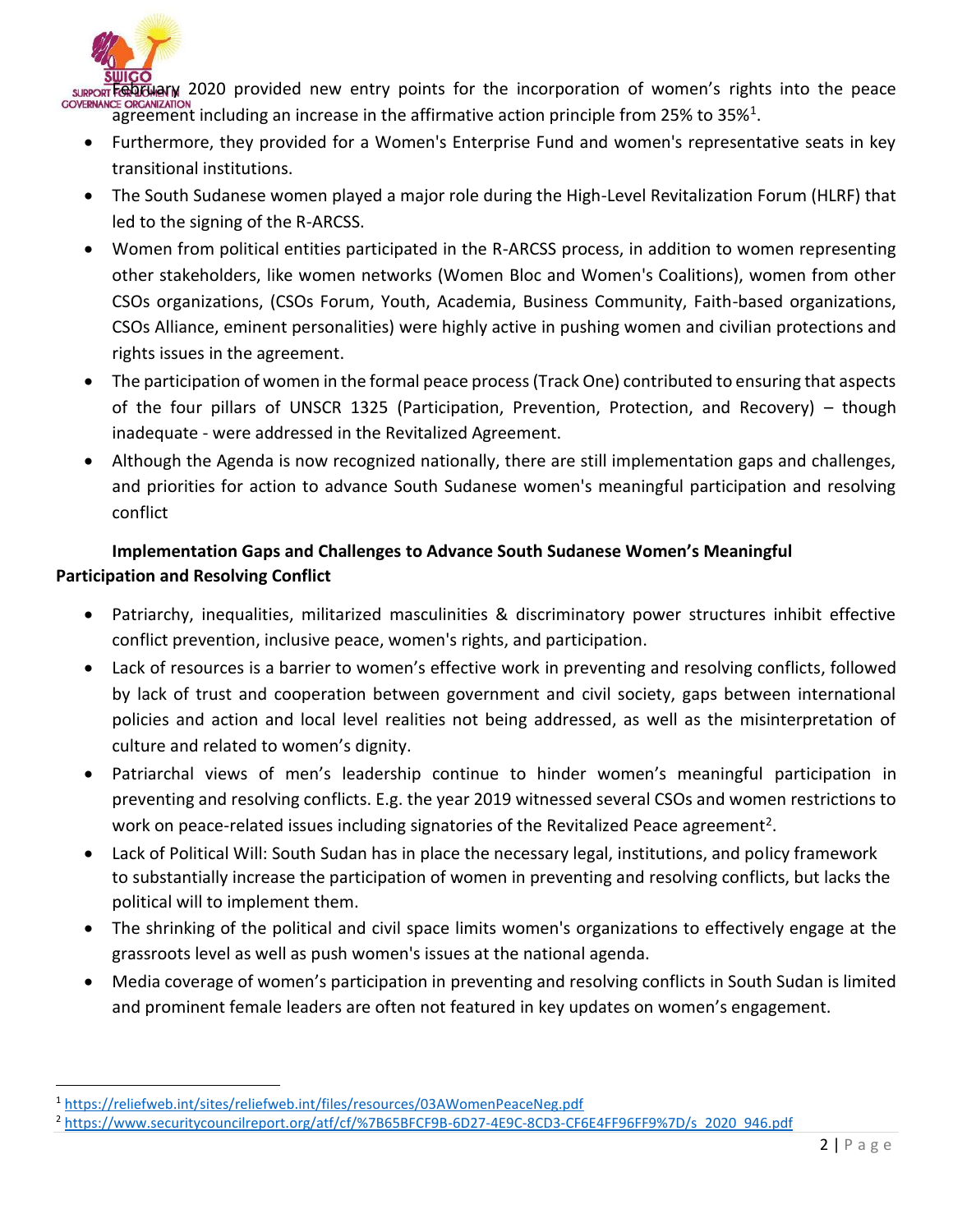February 2020 provided new entry points for the incorporation of women's rights into the peace agreement including an increase in the affirmative action principle from 25% to 35%[1].

- Furthermore, they provided for a Women's Enterprise Fund and women's representative seats in key transitional institutions.
- The South Sudanese women played a major role during the High-Level Revitalization Forum (HLRF) that led to the signing of the R-ARCSS.
- Women from political entities participated in the R-ARCSS process, in addition to women representing other stakeholders, like women networks (Women Bloc and Women's Coalitions), women from other CSOs organizations, (CSOs Forum, Youth, Academia, Business Community, Faith-based organizations, CSOs Alliance, eminent personalities) were highly active in pushing women and civilian protections and rights issues in the agreement.
- The participation of women in the formal peace process (Track One) contributed to ensuring that aspects of the four pillars of UNSCR 1325 (Participation, Prevention, Protection, and Recovery) – though inadequate - were addressed in the Revitalized Agreement.
- Although the Agenda is now recognized nationally, there are still implementation gaps and challenges, and priorities for action to advance South Sudanese women's meaningful participation and resolving conflict

**Implementation Gaps and Challenges to Advance South Sudanese Women's Meaningful Participation and Resolving Conflict**

- Patriarchy, inequalities, militarized masculinities & discriminatory power structures inhibit effective conflict prevention, inclusive peace, women's rights, and participation.
- Lack of resources is a barrier to women's effective work in preventing and resolving conflicts, followed by lack of trust and cooperation between government and civil society, gaps between international policies and action and local level realities not being addressed, as well as the misinterpretation of culture and related to women's dignity.
- Patriarchal views of men's leadership continue to hinder women's meaningful participation in preventing and resolving conflicts. E.g. the year 2019 witnessed several CSOs and women restrictions to work on peace-related issues including signatories of the Revitalized Peace agreement[2].
- Lack of Political Will: South Sudan has in place the necessary legal, institutions, and policy framework to substantially increase the participation of women in preventing and resolving conflicts, but lacks the political will to implement them.
- The shrinking of the political and civil space limits women's organizations to effectively engage at the grassroots level as well as push women's issues at the national agenda.
- Media coverage of women's participation in preventing and resolving conflicts in South Sudan is limited and prominent female leaders are often not featured in key updates on women's engagement.

---

[1] https://reliefweb.int/sites/reliefweb.int/files/resources/03AWomenPeaceNeg.pdf

[2] https://www.securitycouncilreport.org/atf/cf/%7B65BFCF9B-6D27-4E9C-8CD3-CF6E4FF96FF9%7D/s_2020_946.pdf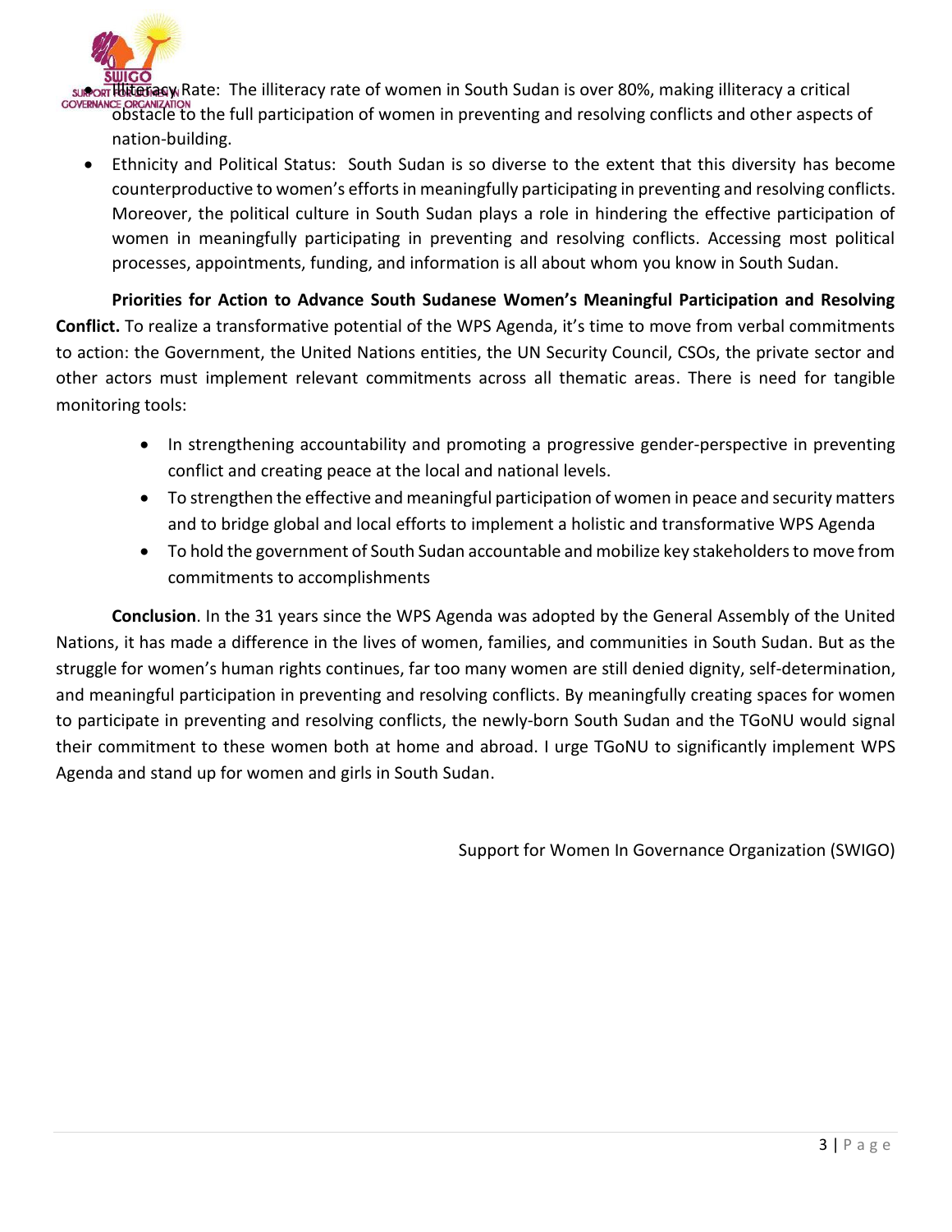- Illiteracy Rate: The illiteracy rate of women in South Sudan is over 80%, making illiteracy a critical obstacle to the full participation of women in preventing and resolving conflicts and other aspects of nation-building.
- Ethnicity and Political Status: South Sudan is so diverse to the extent that this diversity has become counterproductive to women's efforts in meaningfully participating in preventing and resolving conflicts. Moreover, the political culture in South Sudan plays a role in hindering the effective participation of women in meaningfully participating in preventing and resolving conflicts. Accessing most political processes, appointments, funding, and information is all about whom you know in South Sudan.

**Priorities for Action to Advance South Sudanese Women's Meaningful Participation and Resolving Conflict.** To realize a transformative potential of the WPS Agenda, it's time to move from verbal commitments to action: the Government, the United Nations entities, the UN Security Council, CSOs, the private sector and other actors must implement relevant commitments across all thematic areas. There is need for tangible monitoring tools:

- In strengthening accountability and promoting a progressive gender-perspective in preventing conflict and creating peace at the local and national levels.
- To strengthen the effective and meaningful participation of women in peace and security matters and to bridge global and local efforts to implement a holistic and transformative WPS Agenda
- To hold the government of South Sudan accountable and mobilize key stakeholders to move from commitments to accomplishments

**Conclusion**. In the 31 years since the WPS Agenda was adopted by the General Assembly of the United Nations, it has made a difference in the lives of women, families, and communities in South Sudan. But as the struggle for women's human rights continues, far too many women are still denied dignity, self-determination, and meaningful participation in preventing and resolving conflicts. By meaningfully creating spaces for women to participate in preventing and resolving conflicts, the newly-born South Sudan and the TGoNU would signal their commitment to these women both at home and abroad. I urge TGoNU to significantly implement WPS Agenda and stand up for women and girls in South Sudan.

Support for Women In Governance Organization (SWIGO)